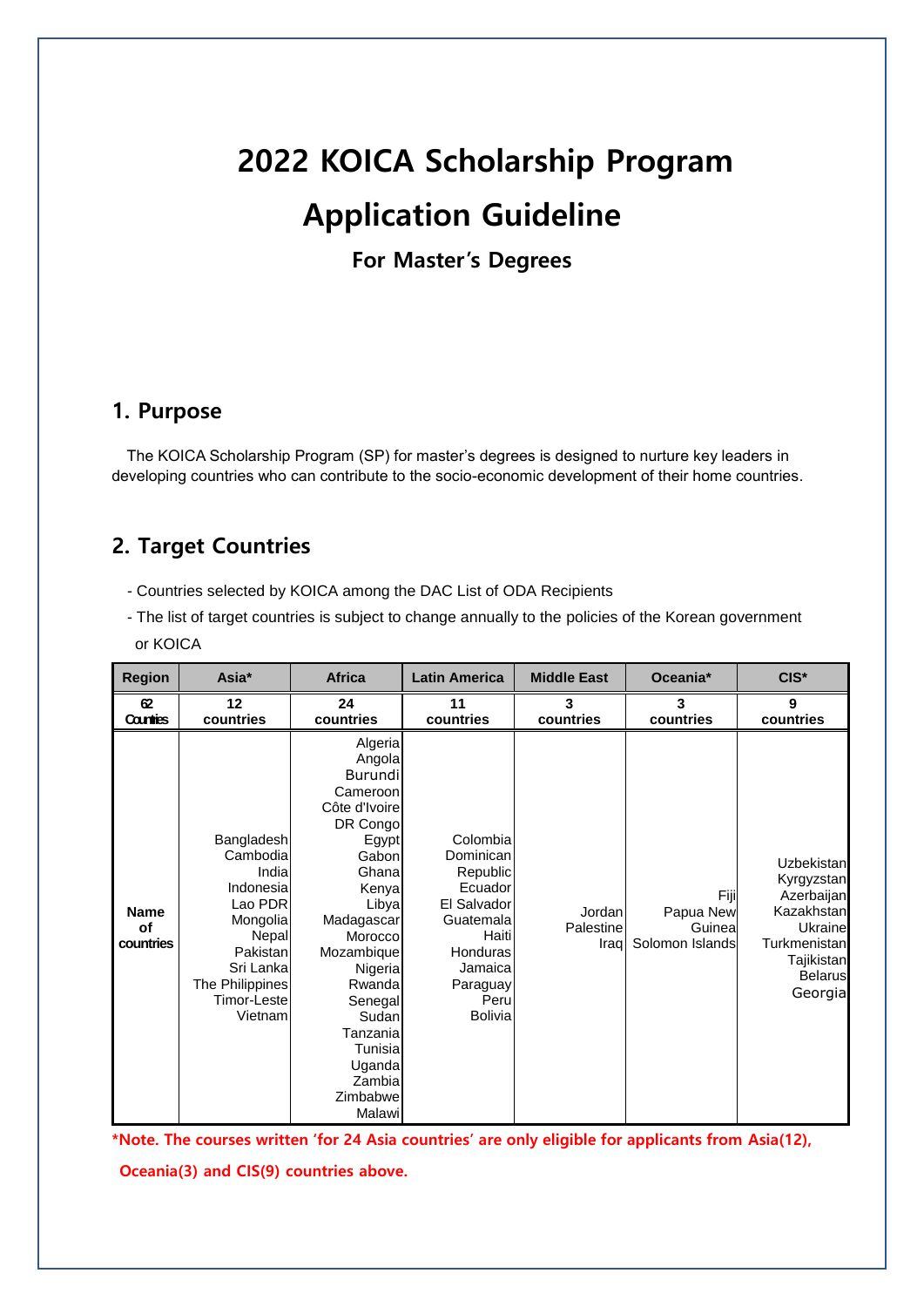# 2022 KOICA Scholarship Program

# Application Guideline

### For Master's Degrees

## 1. Purpose

The KOICA Scholarship Program (SP) for master's degrees is designed to nurture key leaders in developing countries who can contribute to the socio-economic development of their home countries.

## 2. Target Countries

- Countries selected by KOICA among the DAC List of ODA Recipients
- The list of target countries is subject to change annually to the policies of the Korean government or KOICA

| Region | Asia* | Africa | Latin America | Middle East | Oceania* | CIS* |
|---|---|---|---|---|---|---|
| 62 Countries | 12 countries | 24 countries | 11 countries | 3 countries | 3 countries | 9 countries |
| Name of countries | Bangladesh<br>Cambodia<br>India<br>Indonesia<br>Lao PDR<br>Mongolia<br>Nepal<br>Pakistan<br>Sri Lanka<br>The Philippines<br>Timor-Leste<br>Vietnam | Algeria<br>Angola<br>Burundi<br>Cameroon<br>Côte d'Ivoire<br>DR Congo<br>Egypt<br>Gabon<br>Ghana<br>Kenya<br>Libya<br>Madagascar<br>Morocco<br>Mozambique<br>Nigeria<br>Rwanda<br>Senegal<br>Sudan<br>Tanzania<br>Tunisia<br>Uganda<br>Zambia<br>Zimbabwe<br>Malawi | Colombia<br>Dominican Republic<br>Ecuador<br>El Salvador<br>Guatemala<br>Haiti<br>Honduras<br>Jamaica<br>Paraguay<br>Peru<br>Bolivia | Jordan<br>Palestine<br>Iraq | Fiji<br>Papua New Guinea<br>Solomon Islands | Uzbekistan<br>Kyrgyzstan<br>Azerbaijan<br>Kazakhstan<br>Ukraine<br>Turkmenistan<br>Tajikistan<br>Belarus<br>Georgia |

**\*Note. The courses written 'for 24 Asia countries' are only eligible for applicants from Asia(12), Oceania(3) and CIS(9) countries above.**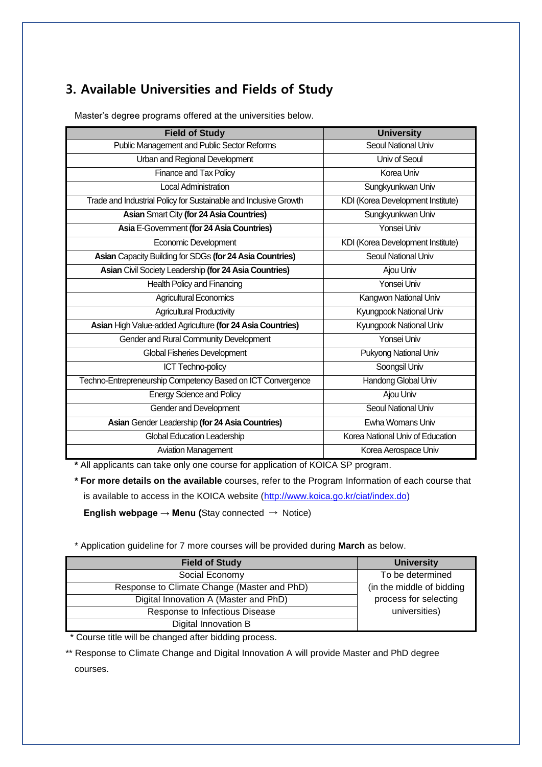## 3. Available Universities and Fields of Study

Master's degree programs offered at the universities below.

| Field of Study | University |
|---|---|
| Public Management and Public Sector Reforms | Seoul National Univ |
| Urban and Regional Development | Univ of Seoul |
| Finance and Tax Policy | Korea Univ |
| Local Administration | Sungkyunkwan Univ |
| Trade and Industrial Policy for Sustainable and Inclusive Growth | KDI (Korea Development Institute) |
| **Asian** Smart City **(for 24 Asia Countries)** | Sungkyunkwan Univ |
| **Asia** E-Government **(for 24 Asia Countries)** | Yonsei Univ |
| Economic Development | KDI (Korea Development Institute) |
| **Asian** Capacity Building for SDGs **(for 24 Asia Countries)** | Seoul National Univ |
| **Asian** Civil Society Leadership **(for 24 Asia Countries)** | Ajou Univ |
| Health Policy and Financing | Yonsei Univ |
| Agricultural Economics | Kangwon National Univ |
| Agricultural Productivity | Kyungpook National Univ |
| **Asian** High Value-added Agriculture **(for 24 Asia Countries)** | Kyungpook National Univ |
| Gender and Rural Community Development | Yonsei Univ |
| Global Fisheries Development | Pukyong National Univ |
| ICT Techno-policy | Soongsil Univ |
| Techno-Entrepreneurship Competency Based on ICT Convergence | Handong Global Univ |
| Energy Science and Policy | Ajou Univ |
| Gender and Development | Seoul National Univ |
| **Asian** Gender Leadership **(for 24 Asia Countries)** | Ewha Womans Univ |
| Global Education Leadership | Korea National Univ of Education |
| Aviation Management | Korea Aerospace Univ |

**\*** All applicants can take only one course for application of KOICA SP program.

**\* For more details on the available** courses, refer to the Program Information of each course that is available to access in the KOICA website (http://www.koica.go.kr/ciat/index.do)

**English webpage → Menu (**Stay connected → Notice)

\* Application guideline for 7 more courses will be provided during **March** as below.

| Field of Study | University |
|---|---|
| Social Economy | To be determined (in the middle of bidding process for selecting universities) |
| Response to Climate Change (Master and PhD) | |
| Digital Innovation A (Master and PhD) | |
| Response to Infectious Disease | |
| Digital Innovation B | |

\* Course title will be changed after bidding process.

\*\* Response to Climate Change and Digital Innovation A will provide Master and PhD degree courses.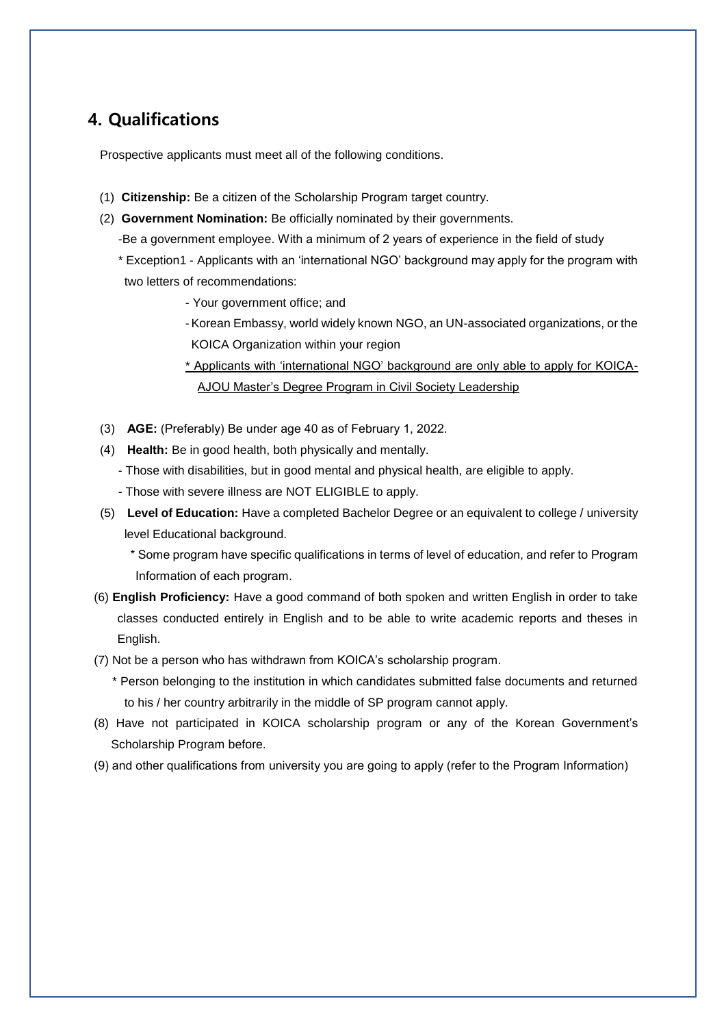## 4. Qualifications

Prospective applicants must meet all of the following conditions.

(1) **Citizenship:** Be a citizen of the Scholarship Program target country.

(2) **Government Nomination:** Be officially nominated by their governments.

-Be a government employee. With a minimum of 2 years of experience in the field of study

\* Exception1 - Applicants with an 'international NGO' background may apply for the program with two letters of recommendations:

- Your government office; and
- Korean Embassy, world widely known NGO, an UN-associated organizations, or the KOICA Organization within your region

<u>* Applicants with 'international NGO' background are only able to apply for KOICA-AJOU Master's Degree Program in Civil Society Leadership</u>

(3) **AGE:** (Preferably) Be under age 40 as of February 1, 2022.

(4) **Health:** Be in good health, both physically and mentally.

- Those with disabilities, but in good mental and physical health, are eligible to apply.
- Those with severe illness are NOT ELIGIBLE to apply.

(5) **Level of Education:** Have a completed Bachelor Degree or an equivalent to college / university level Educational background.

\* Some program have specific qualifications in terms of level of education, and refer to Program Information of each program.

(6) **English Proficiency:** Have a good command of both spoken and written English in order to take classes conducted entirely in English and to be able to write academic reports and theses in English.

(7) Not be a person who has withdrawn from KOICA's scholarship program.

\* Person belonging to the institution in which candidates submitted false documents and returned to his / her country arbitrarily in the middle of SP program cannot apply.

(8) Have not participated in KOICA scholarship program or any of the Korean Government's Scholarship Program before.

(9) and other qualifications from university you are going to apply (refer to the Program Information)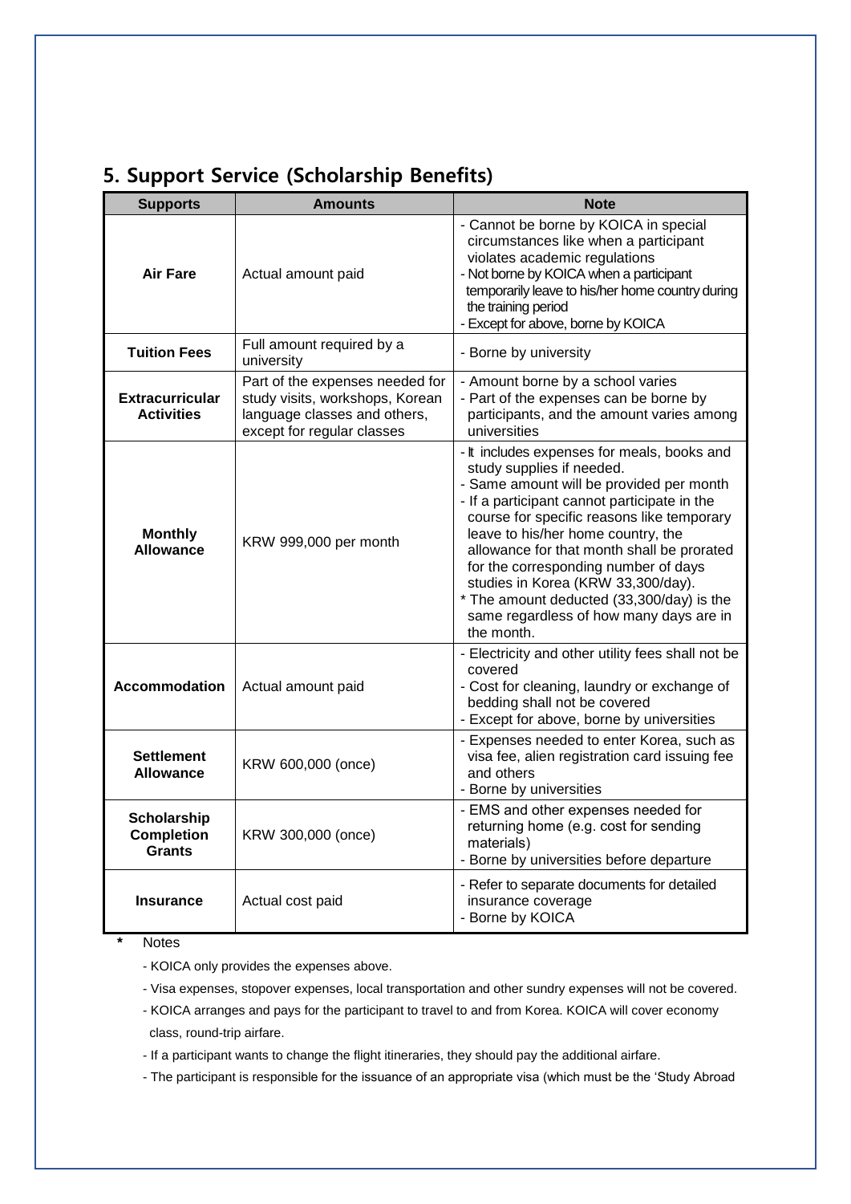## 5. Support Service (Scholarship Benefits)

| Supports | Amounts | Note |
|---|---|---|
| **Air Fare** | Actual amount paid | - Cannot be borne by KOICA in special circumstances like when a participant violates academic regulations<br>- Not borne by KOICA when a participant temporarily leave to his/her home country during the training period<br>- Except for above, borne by KOICA |
| **Tuition Fees** | Full amount required by a university | - Borne by university |
| **Extracurricular Activities** | Part of the expenses needed for study visits, workshops, Korean language classes and others, except for regular classes | - Amount borne by a school varies<br>- Part of the expenses can be borne by participants, and the amount varies among universities |
| **Monthly Allowance** | KRW 999,000 per month | - It includes expenses for meals, books and study supplies if needed.<br>- Same amount will be provided per month<br>- If a participant cannot participate in the course for specific reasons like temporary leave to his/her home country, the allowance for that month shall be prorated for the corresponding number of days studies in Korea (KRW 33,300/day).<br>* The amount deducted (33,300/day) is the same regardless of how many days are in the month. |
| **Accommodation** | Actual amount paid | - Electricity and other utility fees shall not be covered<br>- Cost for cleaning, laundry or exchange of bedding shall not be covered<br>- Except for above, borne by universities |
| **Settlement Allowance** | KRW 600,000 (once) | - Expenses needed to enter Korea, such as visa fee, alien registration card issuing fee and others<br>- Borne by universities |
| **Scholarship Completion Grants** | KRW 300,000 (once) | - EMS and other expenses needed for returning home (e.g. cost for sending materials)<br>- Borne by universities before departure |
| **Insurance** | Actual cost paid | - Refer to separate documents for detailed insurance coverage<br>- Borne by KOICA |

\* Notes

- KOICA only provides the expenses above.
- Visa expenses, stopover expenses, local transportation and other sundry expenses will not be covered.
- KOICA arranges and pays for the participant to travel to and from Korea. KOICA will cover economy class, round-trip airfare.
- If a participant wants to change the flight itineraries, they should pay the additional airfare.
- The participant is responsible for the issuance of an appropriate visa (which must be the 'Study Abroad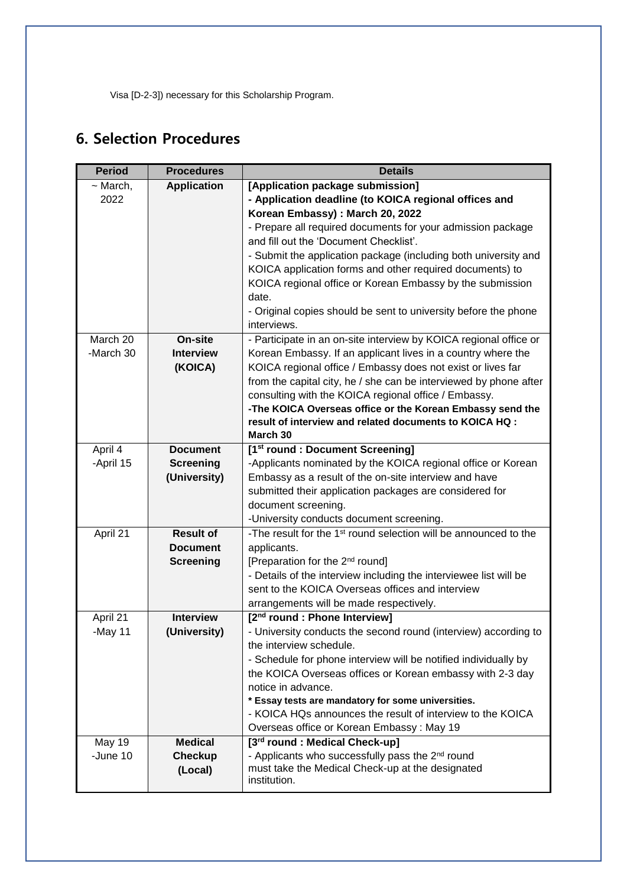Visa [D-2-3]) necessary for this Scholarship Program.

## 6. Selection Procedures

| Period | Procedures | Details |
|---|---|---|
| ~ March, 2022 | **Application** | **[Application package submission]**<br>**- Application deadline (to KOICA regional offices and Korean Embassy) : March 20, 2022**<br>- Prepare all required documents for your admission package and fill out the 'Document Checklist'.<br>- Submit the application package (including both university and KOICA application forms and other required documents) to KOICA regional office or Korean Embassy by the submission date.<br>- Original copies should be sent to university before the phone interviews. |
| March 20 -March 30 | **On-site Interview (KOICA)** | - Participate in an on-site interview by KOICA regional office or Korean Embassy. If an applicant lives in a country where the KOICA regional office / Embassy does not exist or lives far from the capital city, he / she can be interviewed by phone after consulting with the KOICA regional office / Embassy.<br>**-The KOICA Overseas office or the Korean Embassy send the result of interview and related documents to KOICA HQ : March 30** |
| April 4 -April 15 | **Document Screening (University)** | **[1st round : Document Screening]**<br>-Applicants nominated by the KOICA regional office or Korean Embassy as a result of the on-site interview and have submitted their application packages are considered for document screening.<br>-University conducts document screening. |
| April 21 | **Result of Document Screening** | -The result for the 1st round selection will be announced to the applicants.<br>[Preparation for the 2nd round]<br>- Details of the interview including the interviewee list will be sent to the KOICA Overseas offices and interview arrangements will be made respectively. |
| April 21 -May 11 | **Interview (University)** | **[2nd round : Phone Interview]**<br>- University conducts the second round (interview) according to the interview schedule.<br>- Schedule for phone interview will be notified individually by the KOICA Overseas offices or Korean embassy with 2-3 day notice in advance.<br>**\* Essay tests are mandatory for some universities.**<br>- KOICA HQs announces the result of interview to the KOICA Overseas office or Korean Embassy : May 19 |
| May 19 -June 10 | **Medical Checkup (Local)** | **[3rd round : Medical Check-up]**<br>- Applicants who successfully pass the 2nd round must take the Medical Check-up at the designated institution. |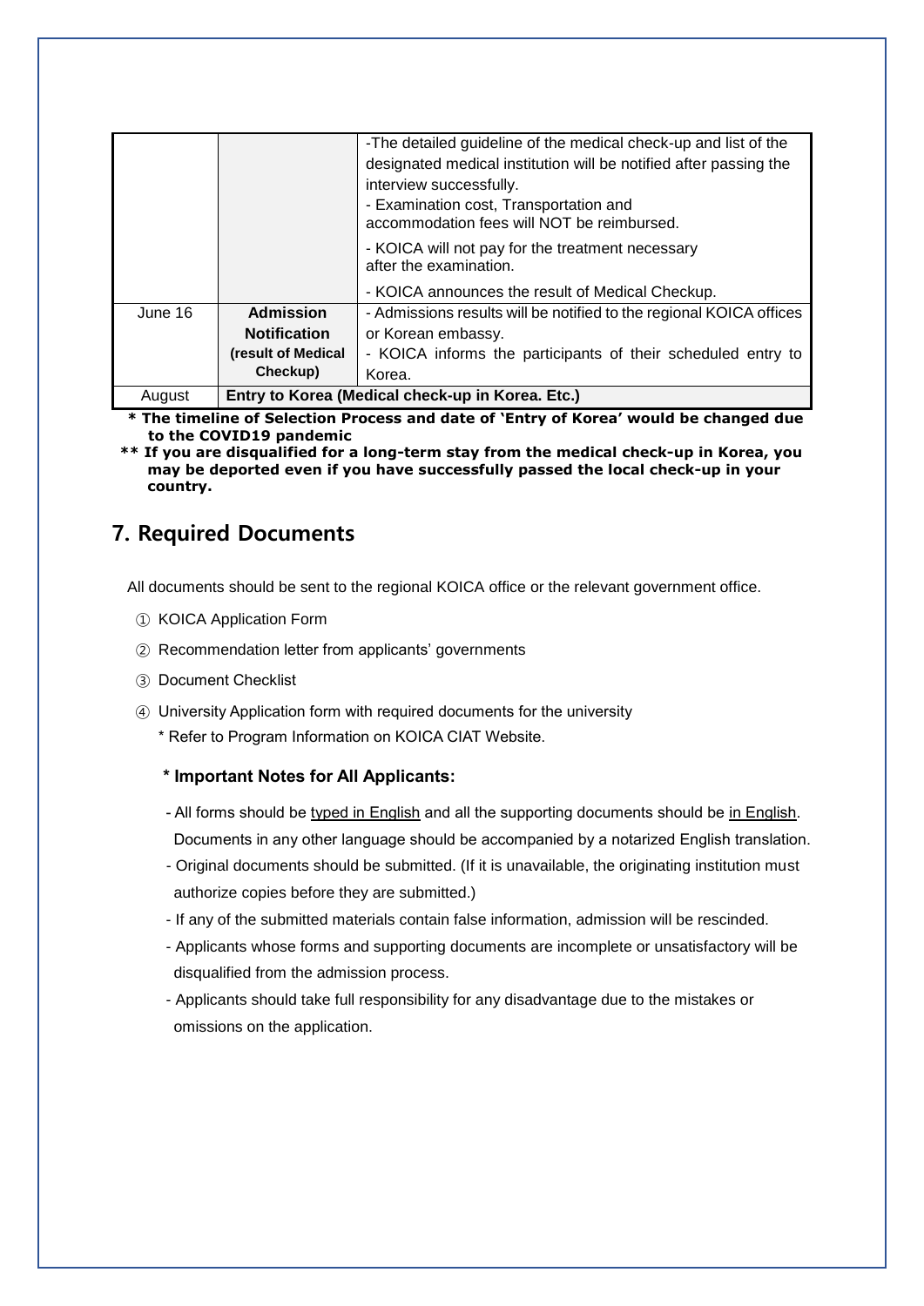| | | |
|---|---|---|
| | | -The detailed guideline of the medical check-up and list of the designated medical institution will be notified after passing the interview successfully.<br>- Examination cost, Transportation and accommodation fees will NOT be reimbursed.<br>- KOICA will not pay for the treatment necessary after the examination.<br>- KOICA announces the result of Medical Checkup. |
| June 16 | **Admission Notification (result of Medical Checkup)** | - Admissions results will be notified to the regional KOICA offices or Korean embassy.<br>- KOICA informs the participants of their scheduled entry to Korea. |
| August | **Entry to Korea (Medical check-up in Korea. Etc.)** | |

**\* The timeline of Selection Process and date of 'Entry of Korea' would be changed due to the COVID19 pandemic**

**\*\* If you are disqualified for a long-term stay from the medical check-up in Korea, you may be deported even if you have successfully passed the local check-up in your country.**

## 7. Required Documents

All documents should be sent to the regional KOICA office or the relevant government office.

① KOICA Application Form

② Recommendation letter from applicants' governments

③ Document Checklist

④ University Application form with required documents for the university

\* Refer to Program Information on KOICA CIAT Website.

**\* Important Notes for All Applicants:**

- All forms should be typed in English and all the supporting documents should be in English. Documents in any other language should be accompanied by a notarized English translation.
- Original documents should be submitted. (If it is unavailable, the originating institution must authorize copies before they are submitted.)
- If any of the submitted materials contain false information, admission will be rescinded.
- Applicants whose forms and supporting documents are incomplete or unsatisfactory will be disqualified from the admission process.
- Applicants should take full responsibility for any disadvantage due to the mistakes or omissions on the application.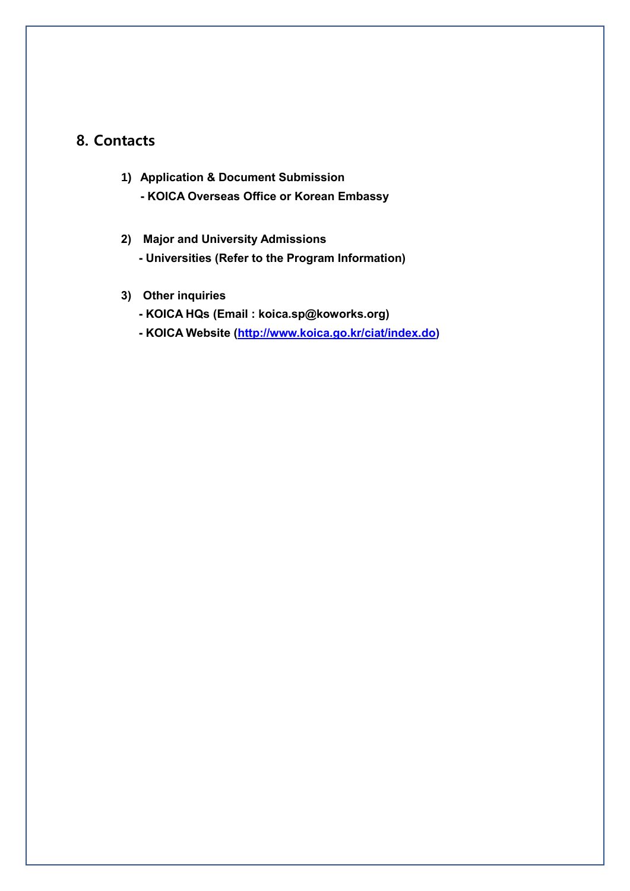## 8. Contacts

1) **Application & Document Submission**
   **- KOICA Overseas Office or Korean Embassy**

2) **Major and University Admissions**
   **- Universities (Refer to the Program Information)**

3) **Other inquiries**
   **- KOICA HQs (Email : koica.sp@koworks.org)**
   **- KOICA Website ([http://www.koica.go.kr/ciat/index.do](http://www.koica.go.kr/ciat/index.do))**